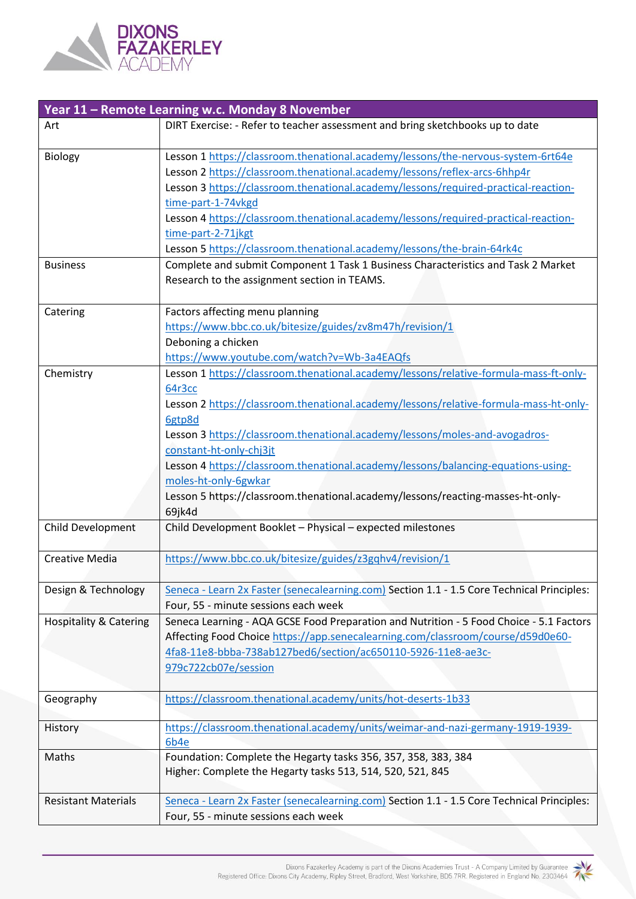| Year 11 – Remote Learning w.c. Monday 8 November | |
|---|---|
| Art | DIRT Exercise: - Refer to teacher assessment and bring sketchbooks up to date |
| Biology | Lesson 1 https://classroom.thenational.academy/lessons/the-nervous-system-6rt64e<br>Lesson 2 https://classroom.thenational.academy/lessons/reflex-arcs-6hhp4r<br>Lesson 3 https://classroom.thenational.academy/lessons/required-practical-reaction-time-part-1-74vkgd<br>Lesson 4 https://classroom.thenational.academy/lessons/required-practical-reaction-time-part-2-71jkgt<br>Lesson 5 https://classroom.thenational.academy/lessons/the-brain-64rk4c |
| Business | Complete and submit Component 1 Task 1 Business Characteristics and Task 2 Market Research to the assignment section in TEAMS. |
| Catering | Factors affecting menu planning<br>https://www.bbc.co.uk/bitesize/guides/zv8m47h/revision/1<br>Deboning a chicken<br>https://www.youtube.com/watch?v=Wb-3a4EAQfs |
| Chemistry | Lesson 1 https://classroom.thenational.academy/lessons/relative-formula-mass-ft-only-64r3cc<br>Lesson 2 https://classroom.thenational.academy/lessons/relative-formula-mass-ht-only-6gtp8d<br>Lesson 3 https://classroom.thenational.academy/lessons/moles-and-avogadros-constant-ht-only-chj3jt<br>Lesson 4 https://classroom.thenational.academy/lessons/balancing-equations-using-moles-ht-only-6gwkar<br>Lesson 5 https://classroom.thenational.academy/lessons/reacting-masses-ht-only-69jk4d |
| Child Development | Child Development Booklet – Physical – expected milestones |
| Creative Media | https://www.bbc.co.uk/bitesize/guides/z3gqhv4/revision/1 |
| Design & Technology | Seneca - Learn 2x Faster (senecalearning.com) Section 1.1 - 1.5 Core Technical Principles: Four, 55 - minute sessions each week |
| Hospitality & Catering | Seneca Learning - AQA GCSE Food Preparation and Nutrition - 5 Food Choice - 5.1 Factors Affecting Food Choice https://app.senecalearning.com/classroom/course/d59d0e60-4fa8-11e8-bbba-738ab127bed6/section/ac650110-5926-11e8-ae3c-979c722cb07e/session |
| Geography | https://classroom.thenational.academy/units/hot-deserts-1b33 |
| History | https://classroom.thenational.academy/units/weimar-and-nazi-germany-1919-1939-6b4e |
| Maths | Foundation: Complete the Hegarty tasks 356, 357, 358, 383, 384<br>Higher: Complete the Hegarty tasks 513, 514, 520, 521, 845 |
| Resistant Materials | Seneca - Learn 2x Faster (senecalearning.com) Section 1.1 - 1.5 Core Technical Principles: Four, 55 - minute sessions each week |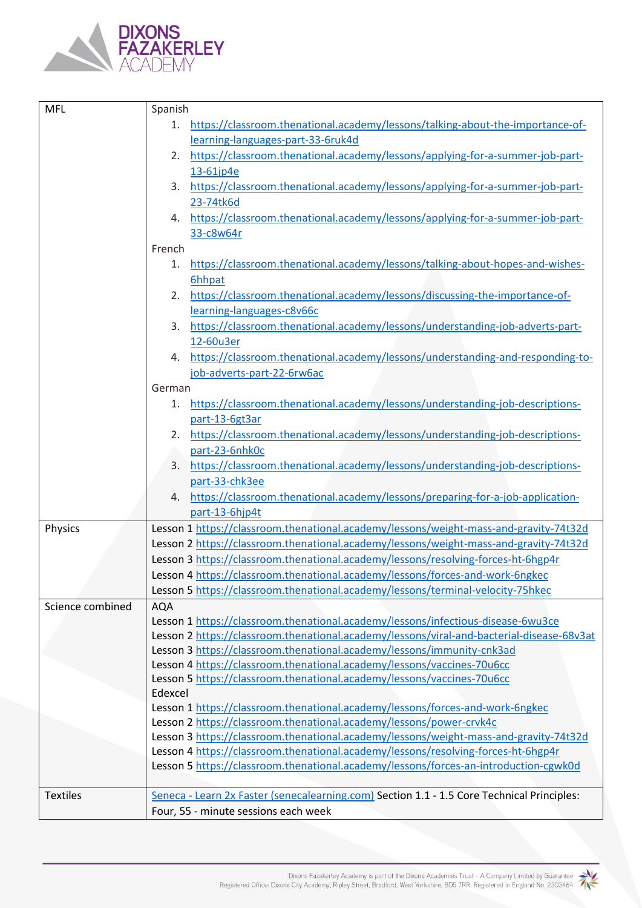| | |
|---|---|
| MFL | Spanish<br>1. https://classroom.thenational.academy/lessons/talking-about-the-importance-of-learning-languages-part-33-6ruk4d<br>2. https://classroom.thenational.academy/lessons/applying-for-a-summer-job-part-13-61jp4e<br>3. https://classroom.thenational.academy/lessons/applying-for-a-summer-job-part-23-74tk6d<br>4. https://classroom.thenational.academy/lessons/applying-for-a-summer-job-part-33-c8w64r<br>French<br>1. https://classroom.thenational.academy/lessons/talking-about-hopes-and-wishes-6hhpat<br>2. https://classroom.thenational.academy/lessons/discussing-the-importance-of-learning-languages-c8v66c<br>3. https://classroom.thenational.academy/lessons/understanding-job-adverts-part-12-60u3er<br>4. https://classroom.thenational.academy/lessons/understanding-and-responding-to-job-adverts-part-22-6rw6ac<br>German<br>1. https://classroom.thenational.academy/lessons/understanding-job-descriptions-part-13-6gt3ar<br>2. https://classroom.thenational.academy/lessons/understanding-job-descriptions-part-23-6nhk0c<br>3. https://classroom.thenational.academy/lessons/understanding-job-descriptions-part-33-chk3ee<br>4. https://classroom.thenational.academy/lessons/preparing-for-a-job-application-part-13-6hjp4t |
| Physics | Lesson 1 https://classroom.thenational.academy/lessons/weight-mass-and-gravity-74t32d<br>Lesson 2 https://classroom.thenational.academy/lessons/weight-mass-and-gravity-74t32d<br>Lesson 3 https://classroom.thenational.academy/lessons/resolving-forces-ht-6hgp4r<br>Lesson 4 https://classroom.thenational.academy/lessons/forces-and-work-6ngkec<br>Lesson 5 https://classroom.thenational.academy/lessons/terminal-velocity-75hkec |
| Science combined | AQA<br>Lesson 1 https://classroom.thenational.academy/lessons/infectious-disease-6wu3ce<br>Lesson 2 https://classroom.thenational.academy/lessons/viral-and-bacterial-disease-68v3at<br>Lesson 3 https://classroom.thenational.academy/lessons/immunity-cnk3ad<br>Lesson 4 https://classroom.thenational.academy/lessons/vaccines-70u6cc<br>Lesson 5 https://classroom.thenational.academy/lessons/vaccines-70u6cc<br>Edexcel<br>Lesson 1 https://classroom.thenational.academy/lessons/forces-and-work-6ngkec<br>Lesson 2 https://classroom.thenational.academy/lessons/power-crvk4c<br>Lesson 3 https://classroom.thenational.academy/lessons/weight-mass-and-gravity-74t32d<br>Lesson 4 https://classroom.thenational.academy/lessons/resolving-forces-ht-6hgp4r<br>Lesson 5 https://classroom.thenational.academy/lessons/forces-an-introduction-cgwk0d |
| Textiles | Seneca - Learn 2x Faster (senecalearning.com) Section 1.1 - 1.5 Core Technical Principles: Four, 55 - minute sessions each week |